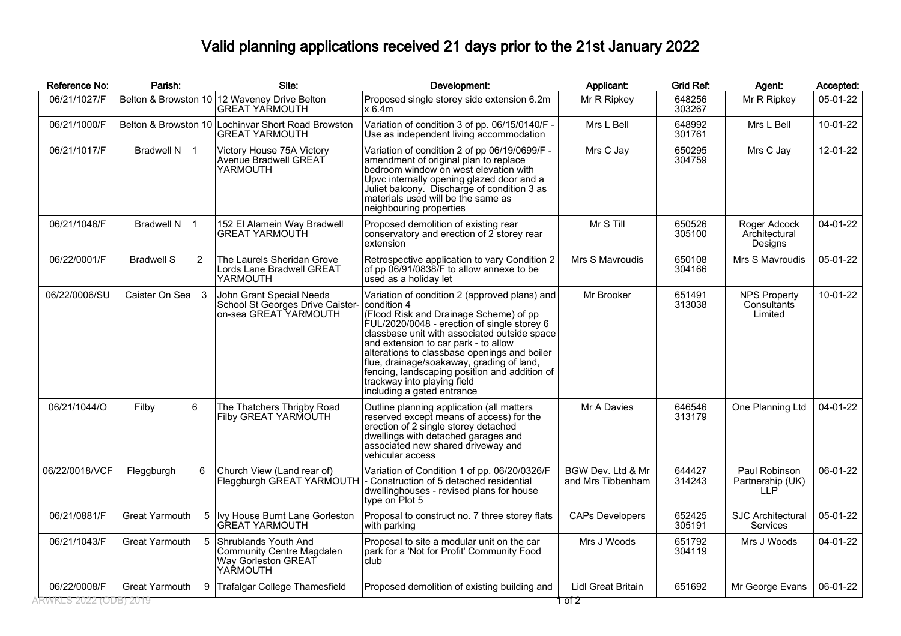# Valid planning applications received 21 days prior to the 21st January 2022

| Reference No: | Parish: | Site: | Development: | Applicant: | Grid Ref: | Agent: | Accepted: |
|---|---|---|---|---|---|---|---|
| 06/21/1027/F | Belton & Browston 10 | 12 Waveney Drive Belton GREAT YARMOUTH | Proposed single storey side extension 6.2m x 6.4m | Mr R Ripkey | 648256 303267 | Mr R Ripkey | 05-01-22 |
| 06/21/1000/F | Belton & Browston 10 | Lochinvar Short Road Browston GREAT YARMOUTH | Variation of condition 3 of pp. 06/15/0140/F - Use as independent living accommodation | Mrs L Bell | 648992 301761 | Mrs L Bell | 10-01-22 |
| 06/21/1017/F | Bradwell N 1 | Victory House 75A Victory Avenue Bradwell GREAT YARMOUTH | Variation of condition 2 of pp 06/19/0699/F - amendment of original plan to replace bedroom window on west elevation with Upvc internally opening glazed door and a Juliet balcony. Discharge of condition 3 as materials used will be the same as neighbouring properties | Mrs C Jay | 650295 304759 | Mrs C Jay | 12-01-22 |
| 06/21/1046/F | Bradwell N 1 | 152 El Alamein Way Bradwell GREAT YARMOUTH | Proposed demolition of existing rear conservatory and erection of 2 storey rear extension | Mr S Till | 650526 305100 | Roger Adcock Architectural Designs | 04-01-22 |
| 06/22/0001/F | Bradwell S 2 | The Laurels Sheridan Grove Lords Lane Bradwell GREAT YARMOUTH | Retrospective application to vary Condition 2 of pp 06/91/0838/F to allow annexe to be used as a holiday let | Mrs S Mavroudis | 650108 304166 | Mrs S Mavroudis | 05-01-22 |
| 06/22/0006/SU | Caister On Sea 3 | John Grant Special Needs School St Georges Drive Caister-on-sea GREAT YARMOUTH | Variation of condition 2 (approved plans) and condition 4 (Flood Risk and Drainage Scheme) of pp FUL/2020/0048 - erection of single storey 6 classbase unit with associated outside space and extension to car park - to allow alterations to classbase openings and boiler flue, drainage/soakaway, grading of land, fencing, landscaping position and addition of trackway into playing field including a gated entrance | Mr Brooker | 651491 313038 | NPS Property Consultants Limited | 10-01-22 |
| 06/21/1044/O | Filby 6 | The Thatchers Thrigby Road Filby GREAT YARMOUTH | Outline planning application (all matters reserved except means of access) for the erection of 2 single storey detached dwellings with detached garages and associated new shared driveway and vehicular access | Mr A Davies | 646546 313179 | One Planning Ltd | 04-01-22 |
| 06/22/0018/VCF | Fleggburgh 6 | Church View (Land rear of) Fleggburgh GREAT YARMOUTH | Variation of Condition 1 of pp. 06/20/0326/F - Construction of 5 detached residential dwellinghouses - revised plans for house type on Plot 5 | BGW Dev. Ltd & Mr and Mrs Tibbenham | 644427 314243 | Paul Robinson Partnership (UK) LLP | 06-01-22 |
| 06/21/0881/F | Great Yarmouth 5 | Ivy House Burnt Lane Gorleston GREAT YARMOUTH | Proposal to construct no. 7 three storey flats with parking | CAPs Developers | 652425 305191 | SJC Architectural Services | 05-01-22 |
| 06/21/1043/F | Great Yarmouth 5 | Shrublands Youth And Community Centre Magdalen Way Gorleston GREAT YARMOUTH | Proposal to site a modular unit on the car park for a 'Not for Profit' Community Food club | Mrs J Woods | 651792 304119 | Mrs J Woods | 04-01-22 |
| 06/22/0008/F | Great Yarmouth 9 | Trafalgar College Thamesfield | Proposed demolition of existing building and | Lidl Great Britain | 651692 | Mr George Evans | 06-01-22 |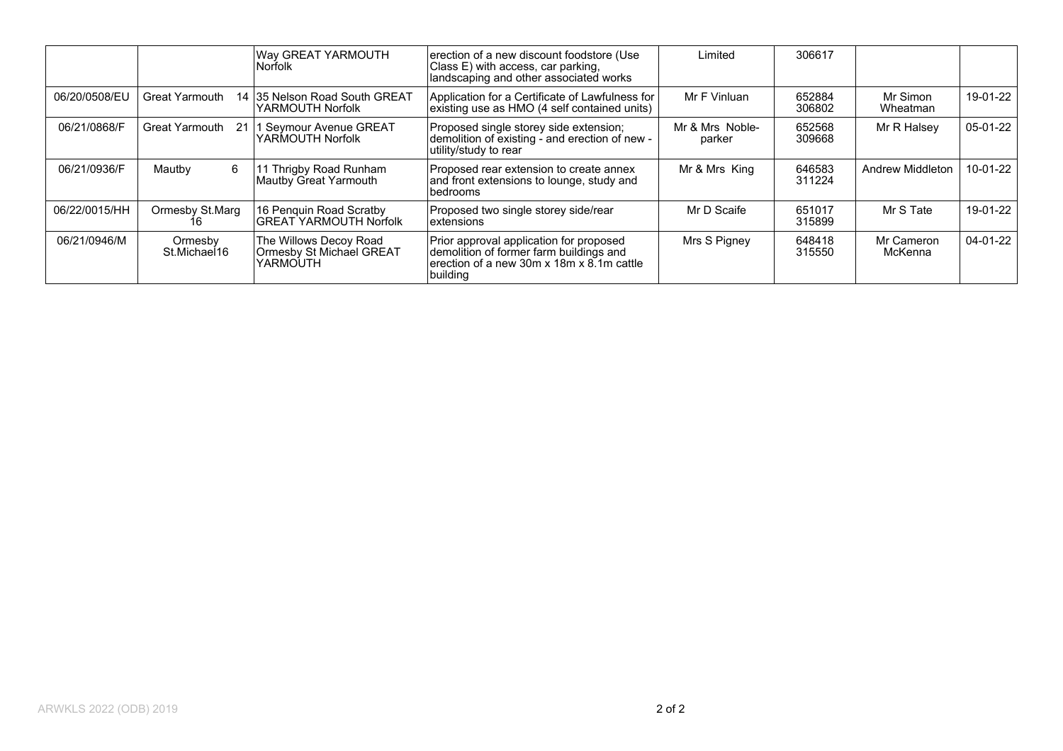| | | | | | | | |
|---|---|---|---|---|---|---|---|
| | | Way GREAT YARMOUTH Norfolk | erection of a new discount foodstore (Use Class E) with access, car parking, landscaping and other associated works | Limited | 306617 | | |
| 06/20/0508/EU | Great Yarmouth 14 | 35 Nelson Road South GREAT YARMOUTH Norfolk | Application for a Certificate of Lawfulness for existing use as HMO (4 self contained units) | Mr F Vinluan | 652884 306802 | Mr Simon Wheatman | 19-01-22 |
| 06/21/0868/F | Great Yarmouth 21 | 1 Seymour Avenue GREAT YARMOUTH Norfolk | Proposed single storey side extension; demolition of existing - and erection of new - utility/study to rear | Mr & Mrs Noble-parker | 652568 309668 | Mr R Halsey | 05-01-22 |
| 06/21/0936/F | Mautby 6 | 11 Thrigby Road Runham Mautby Great Yarmouth | Proposed rear extension to create annex and front extensions to lounge, study and bedrooms | Mr & Mrs King | 646583 311224 | Andrew Middleton | 10-01-22 |
| 06/22/0015/HH | Ormesby St.Marg 16 | 16 Penguin Road Scratby GREAT YARMOUTH Norfolk | Proposed two single storey side/rear extensions | Mr D Scaife | 651017 315899 | Mr S Tate | 19-01-22 |
| 06/21/0946/M | Ormesby St.Michael16 | The Willows Decoy Road Ormesby St Michael GREAT YARMOUTH | Prior approval application for proposed demolition of former farm buildings and erection of a new 30m x 18m x 8.1m cattle building | Mrs S Pigney | 648418 315550 | Mr Cameron McKenna | 04-01-22 |

ARWKLS 2022 (ODB) 2019